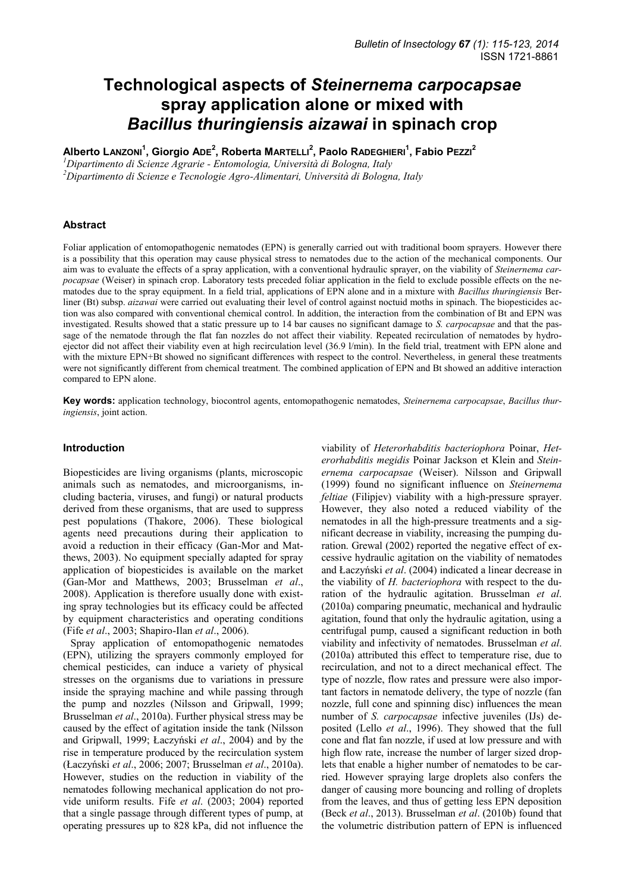# Technological aspects of *Steinernema carpocapsae* spray application alone or mixed with *Bacillus thuringiensis aizawai* in spinach crop

Alberto Lanzoni[1], Giorgio Ade[2], Roberta Martelli[2], Paolo Radeghieri[1], Fabio Pezzi[2]

[1]Dipartimento di Scienze Agrarie - Entomologia, Università di Bologna, Italy
[2]Dipartimento di Scienze e Tecnologie Agro-Alimentari, Università di Bologna, Italy

## Abstract

Foliar application of entomopathogenic nematodes (EPN) is generally carried out with traditional boom sprayers. However there is a possibility that this operation may cause physical stress to nematodes due to the action of the mechanical components. Our aim was to evaluate the effects of a spray application, with a conventional hydraulic sprayer, on the viability of *Steinernema carpocapsae* (Weiser) in spinach crop. Laboratory tests preceded foliar application in the field to exclude possible effects on the nematodes due to the spray equipment. In a field trial, applications of EPN alone and in a mixture with *Bacillus thuringiensis* Berliner (Bt) subsp. *aizawai* were carried out evaluating their level of control against noctuid moths in spinach. The biopesticides action was also compared with conventional chemical control. In addition, the interaction from the combination of Bt and EPN was investigated. Results showed that a static pressure up to 14 bar causes no significant damage to *S. carpocapsae* and that the passage of the nematode through the flat fan nozzles do not affect their viability. Repeated recirculation of nematodes by hydro-ejector did not affect their viability even at high recirculation level (36.9 l/min). In the field trial, treatment with EPN alone and with the mixture EPN+Bt showed no significant differences with respect to the control. Nevertheless, in general these treatments were not significantly different from chemical treatment. The combined application of EPN and Bt showed an additive interaction compared to EPN alone.

**Key words:** application technology, biocontrol agents, entomopathogenic nematodes, *Steinernema carpocapsae*, *Bacillus thuringiensis*, joint action.

## Introduction

Biopesticides are living organisms (plants, microscopic animals such as nematodes, and microorganisms, including bacteria, viruses, and fungi) or natural products derived from these organisms, that are used to suppress pest populations (Thakore, 2006). These biological agents need precautions during their application to avoid a reduction in their efficacy (Gan-Mor and Matthews, 2003). No equipment specially adapted for spray application of biopesticides is available on the market (Gan-Mor and Matthews, 2003; Brusselman *et al*., 2008). Application is therefore usually done with existing spray technologies but its efficacy could be affected by equipment characteristics and operating conditions (Fife *et al*., 2003; Shapiro-Ilan *et al*., 2006).

Spray application of entomopathogenic nematodes (EPN), utilizing the sprayers commonly employed for chemical pesticides, can induce a variety of physical stresses on the organisms due to variations in pressure inside the spraying machine and while passing through the pump and nozzles (Nilsson and Gripwall, 1999; Brusselman *et al*., 2010a). Further physical stress may be caused by the effect of agitation inside the tank (Nilsson and Gripwall, 1999; Łaczyński *et al*., 2004) and by the rise in temperature produced by the recirculation system (Łaczyński *et al*., 2006; 2007; Brusselman *et al*., 2010a). However, studies on the reduction in viability of the nematodes following mechanical application do not provide uniform results. Fife *et al*. (2003; 2004) reported that a single passage through different types of pump, at operating pressures up to 828 kPa, did not influence the viability of *Heterorhabditis bacteriophora* Poinar, *Heterorhabditis megidis* Poinar Jackson et Klein and *Steinernema carpocapsae* (Weiser). Nilsson and Gripwall (1999) found no significant influence on *Steinernema feltiae* (Filipjev) viability with a high-pressure sprayer. However, they also noted a reduced viability of the nematodes in all the high-pressure treatments and a significant decrease in viability, increasing the pumping duration. Grewal (2002) reported the negative effect of excessive hydraulic agitation on the viability of nematodes and Łaczyński *et al*. (2004) indicated a linear decrease in the viability of *H. bacteriophora* with respect to the duration of the hydraulic agitation. Brusselman *et al*. (2010a) comparing pneumatic, mechanical and hydraulic agitation, found that only the hydraulic agitation, using a centrifugal pump, caused a significant reduction in both viability and infectivity of nematodes. Brusselman *et al*. (2010a) attributed this effect to temperature rise, due to recirculation, and not to a direct mechanical effect. The type of nozzle, flow rates and pressure were also important factors in nematode delivery, the type of nozzle (fan nozzle, full cone and spinning disc) influences the mean number of *S. carpocapsae* infective juveniles (IJs) deposited (Lello *et al*., 1996). They showed that the full cone and flat fan nozzle, if used at low pressure and with high flow rate, increase the number of larger sized droplets that enable a higher number of nematodes to be carried. However spraying large droplets also confers the danger of causing more bouncing and rolling of droplets from the leaves, and thus of getting less EPN deposition (Beck *et al*., 2013). Brusselman *et al*. (2010b) found that the volumetric distribution pattern of EPN is influenced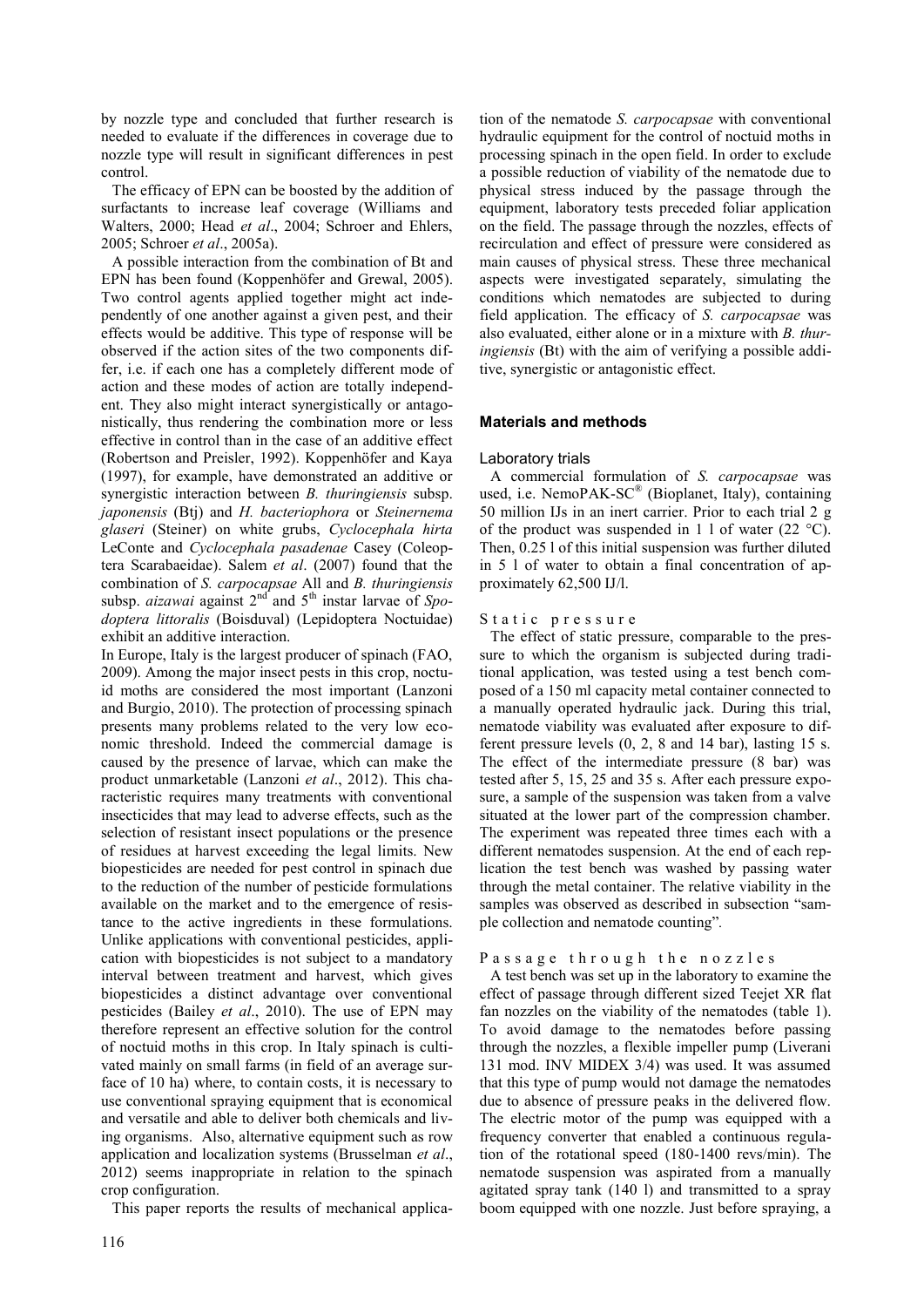by nozzle type and concluded that further research is needed to evaluate if the differences in coverage due to nozzle type will result in significant differences in pest control.

The efficacy of EPN can be boosted by the addition of surfactants to increase leaf coverage (Williams and Walters, 2000; Head *et al*., 2004; Schroer and Ehlers, 2005; Schroer *et al*., 2005a).

A possible interaction from the combination of Bt and EPN has been found (Koppenhöfer and Grewal, 2005). Two control agents applied together might act independently of one another against a given pest, and their effects would be additive. This type of response will be observed if the action sites of the two components differ, i.e. if each one has a completely different mode of action and these modes of action are totally independent. They also might interact synergistically or antagonistically, thus rendering the combination more or less effective in control than in the case of an additive effect (Robertson and Preisler, 1992). Koppenhöfer and Kaya (1997), for example, have demonstrated an additive or synergistic interaction between *B. thuringiensis* subsp. *japonensis* (Btj) and *H. bacteriophora* or *Steinernema glaseri* (Steiner) on white grubs, *Cyclocephala hirta* LeConte and *Cyclocephala pasadenae* Casey (Coleoptera Scarabaeidae). Salem *et al*. (2007) found that the combination of *S. carpocapsae* All and *B. thuringiensis* subsp. *aizawai* against 2[nd] and 5[th] instar larvae of *Spodoptera littoralis* (Boisduval) (Lepidoptera Noctuidae) exhibit an additive interaction.

In Europe, Italy is the largest producer of spinach (FAO, 2009). Among the major insect pests in this crop, noctuid moths are considered the most important (Lanzoni and Burgio, 2010). The protection of processing spinach presents many problems related to the very low economic threshold. Indeed the commercial damage is caused by the presence of larvae, which can make the product unmarketable (Lanzoni *et al*., 2012). This characteristic requires many treatments with conventional insecticides that may lead to adverse effects, such as the selection of resistant insect populations or the presence of residues at harvest exceeding the legal limits. New biopesticides are needed for pest control in spinach due to the reduction of the number of pesticide formulations available on the market and to the emergence of resistance to the active ingredients in these formulations. Unlike applications with conventional pesticides, application with biopesticides is not subject to a mandatory interval between treatment and harvest, which gives biopesticides a distinct advantage over conventional pesticides (Bailey *et al*., 2010). The use of EPN may therefore represent an effective solution for the control of noctuid moths in this crop. In Italy spinach is cultivated mainly on small farms (in field of an average surface of 10 ha) where, to contain costs, it is necessary to use conventional spraying equipment that is economical and versatile and able to deliver both chemicals and living organisms. Also, alternative equipment such as row application and localization systems (Brusselman *et al*., 2012) seems inappropriate in relation to the spinach crop configuration.

This paper reports the results of mechanical application of the nematode *S. carpocapsae* with conventional hydraulic equipment for the control of noctuid moths in processing spinach in the open field. In order to exclude a possible reduction of viability of the nematode due to physical stress induced by the passage through the equipment, laboratory tests preceded foliar application on the field. The passage through the nozzles, effects of recirculation and effect of pressure were considered as main causes of physical stress. These three mechanical aspects were investigated separately, simulating the conditions which nematodes are subjected to during field application. The efficacy of *S. carpocapsae* was also evaluated, either alone or in a mixture with *B. thuringiensis* (Bt) with the aim of verifying a possible additive, synergistic or antagonistic effect.

## Materials and methods

### Laboratory trials

A commercial formulation of *S. carpocapsae* was used, i.e. NemoPAK-SC® (Bioplanet, Italy), containing 50 million IJs in an inert carrier. Prior to each trial 2 g of the product was suspended in 1 l of water (22 °C). Then, 0.25 l of this initial suspension was further diluted in 5 l of water to obtain a final concentration of approximately 62,500 IJ/l.

#### Static pressure

The effect of static pressure, comparable to the pressure to which the organism is subjected during traditional application, was tested using a test bench composed of a 150 ml capacity metal container connected to a manually operated hydraulic jack. During this trial, nematode viability was evaluated after exposure to different pressure levels (0, 2, 8 and 14 bar), lasting 15 s. The effect of the intermediate pressure (8 bar) was tested after 5, 15, 25 and 35 s. After each pressure exposure, a sample of the suspension was taken from a valve situated at the lower part of the compression chamber. The experiment was repeated three times each with a different nematodes suspension. At the end of each replication the test bench was washed by passing water through the metal container. The relative viability in the samples was observed as described in subsection "sample collection and nematode counting".

#### Passage through the nozzles

A test bench was set up in the laboratory to examine the effect of passage through different sized Teejet XR flat fan nozzles on the viability of the nematodes (table 1). To avoid damage to the nematodes before passing through the nozzles, a flexible impeller pump (Liverani 131 mod. INV MIDEX 3/4) was used. It was assumed that this type of pump would not damage the nematodes due to absence of pressure peaks in the delivered flow. The electric motor of the pump was equipped with a frequency converter that enabled a continuous regulation of the rotational speed (180-1400 revs/min). The nematode suspension was aspirated from a manually agitated spray tank (140 l) and transmitted to a spray boom equipped with one nozzle. Just before spraying, a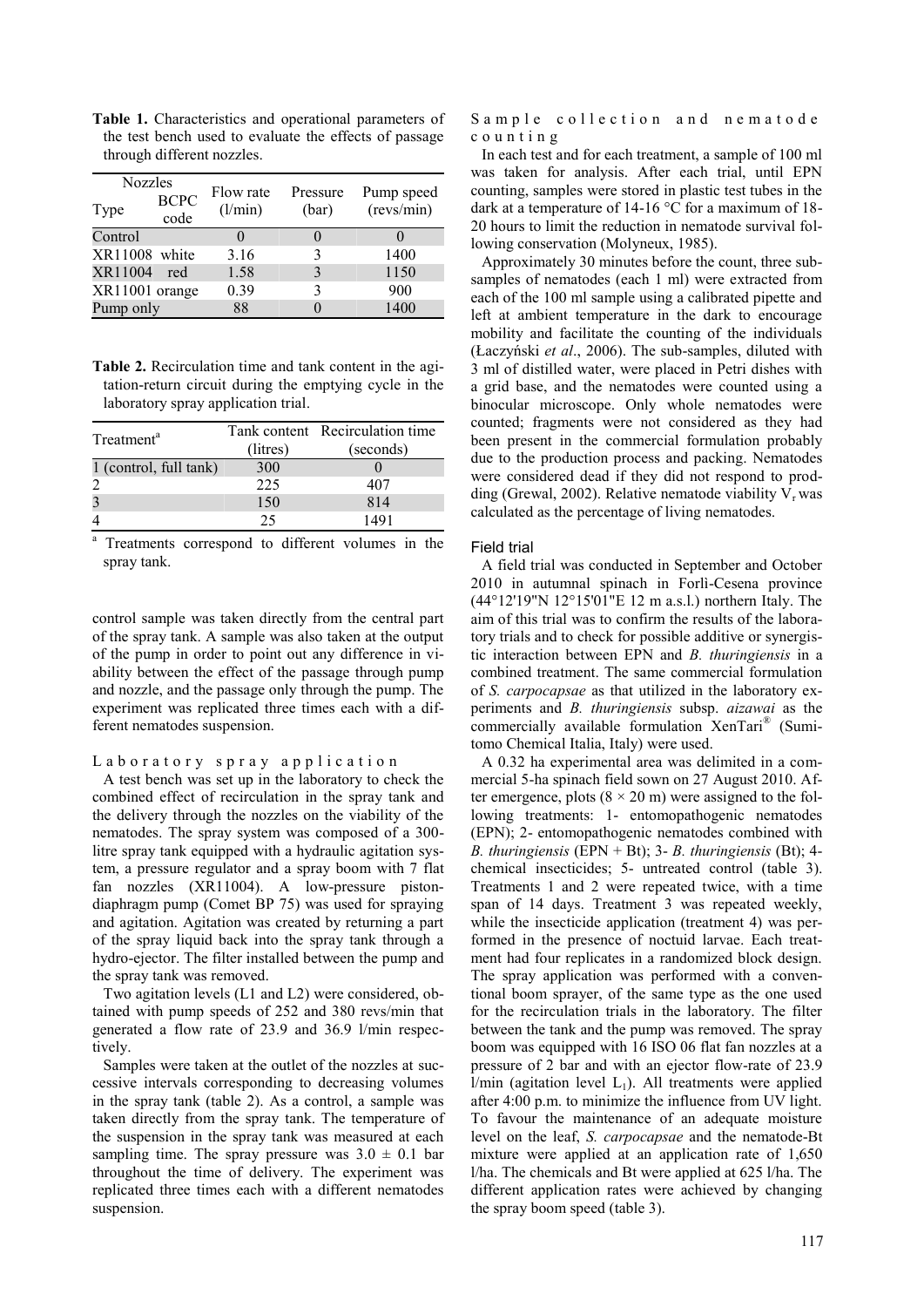**Table 1.** Characteristics and operational parameters of the test bench used to evaluate the effects of passage through different nozzles.

| Nozzles Type | BCPC code | Flow rate (l/min) | Pressure (bar) | Pump speed (revs/min) |
|---|---|---|---|---|
| Control | | 0 | 0 | 0 |
| XR11008 | white | 3.16 | 3 | 1400 |
| XR11004 | red | 1.58 | 3 | 1150 |
| XR11001 | orange | 0.39 | 3 | 900 |
| Pump only | | 88 | 0 | 1400 |

**Table 2.** Recirculation time and tank content in the agitation-return circuit during the emptying cycle in the laboratory spray application trial.

| Treatment[a] | Tank content (litres) | Recirculation time (seconds) |
|---|---|---|
| 1 (control, full tank) | 300 | 0 |
| 2 | 225 | 407 |
| 3 | 150 | 814 |
| 4 | 25 | 1491 |

[a] Treatments correspond to different volumes in the spray tank.

control sample was taken directly from the central part of the spray tank. A sample was also taken at the output of the pump in order to point out any difference in viability between the effect of the passage through pump and nozzle, and the passage only through the pump. The experiment was replicated three times each with a different nematodes suspension.

### Laboratory spray application

A test bench was set up in the laboratory to check the combined effect of recirculation in the spray tank and the delivery through the nozzles on the viability of the nematodes. The spray system was composed of a 300-litre spray tank equipped with a hydraulic agitation system, a pressure regulator and a spray boom with 7 flat fan nozzles (XR11004). A low-pressure piston-diaphragm pump (Comet BP 75) was used for spraying and agitation. Agitation was created by returning a part of the spray liquid back into the spray tank through a hydro-ejector. The filter installed between the pump and the spray tank was removed.

Two agitation levels (L1 and L2) were considered, obtained with pump speeds of 252 and 380 revs/min that generated a flow rate of 23.9 and 36.9 l/min respectively.

Samples were taken at the outlet of the nozzles at successive intervals corresponding to decreasing volumes in the spray tank (table 2). As a control, a sample was taken directly from the spray tank. The temperature of the suspension in the spray tank was measured at each sampling time. The spray pressure was $3.0 \pm 0.1$ bar throughout the time of delivery. The experiment was replicated three times each with a different nematodes suspension.

### Sample collection and nematode counting

In each test and for each treatment, a sample of 100 ml was taken for analysis. After each trial, until EPN counting, samples were stored in plastic test tubes in the dark at a temperature of 14-16 °C for a maximum of 18-20 hours to limit the reduction in nematode survival following conservation (Molyneux, 1985).

Approximately 30 minutes before the count, three subsamples of nematodes (each 1 ml) were extracted from each of the 100 ml sample using a calibrated pipette and left at ambient temperature in the dark to encourage mobility and facilitate the counting of the individuals (Łaczyński *et al*., 2006). The sub-samples, diluted with 3 ml of distilled water, were placed in Petri dishes with a grid base, and the nematodes were counted using a binocular microscope. Only whole nematodes were counted; fragments were not considered as they had been present in the commercial formulation probably due to the production process and packing. Nematodes were considered dead if they did not respond to prodding (Grewal, 2002). Relative nematode viability $V_r$ was calculated as the percentage of living nematodes.

## Field trial

A field trial was conducted in September and October 2010 in autumnal spinach in Forlì-Cesena province (44°12'19"N 12°15'01"E 12 m a.s.l.) northern Italy. The aim of this trial was to confirm the results of the laboratory trials and to check for possible additive or synergistic interaction between EPN and *B. thuringiensis* in a combined treatment. The same commercial formulation of *S. carpocapsae* as that utilized in the laboratory experiments and *B. thuringiensis* subsp. *aizawai* as the commercially available formulation XenTari® (Sumitomo Chemical Italia, Italy) were used.

A 0.32 ha experimental area was delimited in a commercial 5-ha spinach field sown on 27 August 2010. After emergence, plots (8 × 20 m) were assigned to the following treatments: 1- entomopathogenic nematodes (EPN); 2- entomopathogenic nematodes combined with *B. thuringiensis* (EPN + Bt); 3- *B. thuringiensis* (Bt); 4- chemical insecticides; 5- untreated control (table 3). Treatments 1 and 2 were repeated twice, with a time span of 14 days. Treatment 3 was repeated weekly, while the insecticide application (treatment 4) was performed in the presence of noctuid larvae. Each treatment had four replicates in a randomized block design. The spray application was performed with a conventional boom sprayer, of the same type as the one used for the recirculation trials in the laboratory. The filter between the tank and the pump was removed. The spray boom was equipped with 16 ISO 06 flat fan nozzles at a pressure of 2 bar and with an ejector flow-rate of 23.9 l/min (agitation level $L_1$). All treatments were applied after 4:00 p.m. to minimize the influence from UV light. To favour the maintenance of an adequate moisture level on the leaf, *S. carpocapsae* and the nematode-Bt mixture were applied at an application rate of 1,650 l/ha. The chemicals and Bt were applied at 625 l/ha. The different application rates were achieved by changing the spray boom speed (table 3).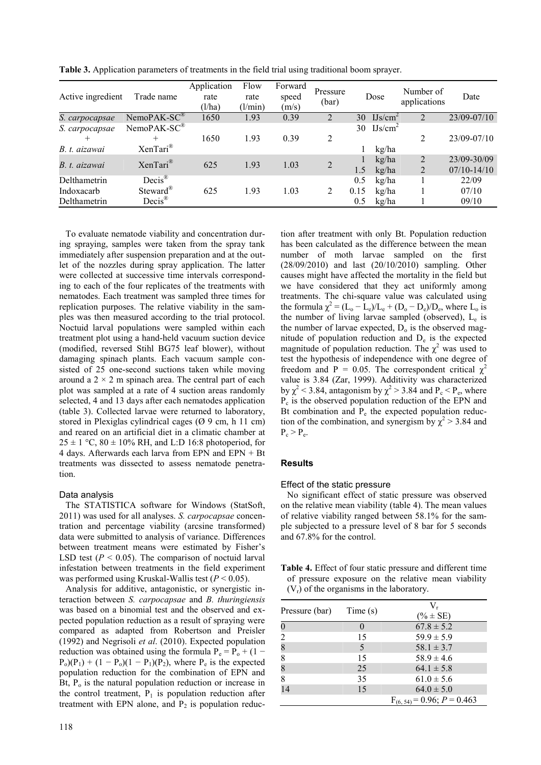**Table 3.** Application parameters of treatments in the field trial using traditional boom sprayer.

| Active ingredient | Trade name | Application rate (l/ha) | Flow rate (l/min) | Forward speed (m/s) | Pressure (bar) | Dose | Number of applications | Date |
|---|---|---|---|---|---|---|---|---|
| *S. carpocapsae* | NemoPAK-SC® | 1650 | 1.93 | 0.39 | 2 | 30 IJs/cm² | 2 | 23/09-07/10 |
| *S. carpocapsae* + *B. t. aizawai* | NemoPAK-SC® + XenTari® | 1650 | 1.93 | 0.39 | 2 | 30 IJs/cm²; 1 kg/ha | 2 | 23/09-07/10 |
| *B. t. aizawai* | XenTari® | 625 | 1.93 | 1.03 | 2 | 1 kg/ha | 2 | 23/09-30/09 |
| | | | | | | 1.5 kg/ha | 2 | 07/10-14/10 |
| Delthametrin | Decis® | 625 | 1.93 | 1.03 | 2 | 0.5 kg/ha | 1 | 22/09 |
| Indoxacarb | Steward® | | | | | 0.15 kg/ha | 1 | 07/10 |
| Delthametrin | Decis® | | | | | 0.5 kg/ha | 1 | 09/10 |

To evaluate nematode viability and concentration during spraying, samples were taken from the spray tank immediately after suspension preparation and at the outlet of the nozzles during spray application. The latter were collected at successive time intervals corresponding to each of the four replicates of the treatments with nematodes. Each treatment was sampled three times for replication purposes. The relative viability in the samples was then measured according to the trial protocol. Noctuid larval populations were sampled within each treatment plot using a hand-held vacuum suction device (modified, reversed Stihl BG75 leaf blower), without damaging spinach plants. Each vacuum sample consisted of 25 one-second suctions taken while moving around a 2 × 2 m spinach area. The central part of each plot was sampled at a rate of 4 suction areas randomly selected, 4 and 13 days after each nematodes application (table 3). Collected larvae were returned to laboratory, stored in Plexiglas cylindrical cages (Ø 9 cm, h 11 cm) and reared on an artificial diet in a climatic chamber at 25 ± 1 °C, 80 ± 10% RH, and L:D 16:8 photoperiod, for 4 days. Afterwards each larva from EPN and EPN + Bt treatments was dissected to assess nematode penetration.

### Data analysis

The STATISTICA software for Windows (StatSoft, 2011) was used for all analyses. *S. carpocapsae* concentration and percentage viability (arcsine transformed) data were submitted to analysis of variance. Differences between treatment means were estimated by Fisher's LSD test ($P < 0.05$). The comparison of noctuid larval infestation between treatments in the field experiment was performed using Kruskal-Wallis test ($P < 0.05$).

Analysis for additive, antagonistic, or synergistic interaction between *S. carpocapsae* and *B. thuringiensis* was based on a binomial test and the observed and expected population reduction as a result of spraying were compared as adapted from Robertson and Preisler (1992) and Negrisoli *et al*. (2010). Expected population reduction was obtained using the formula $P_e = P_o + (1 - P_o)(P_1) + (1 - P_o)(1 - P_1)(P_2)$, where $P_e$ is the expected population reduction for the combination of EPN and Bt, $P_o$ is the natural population reduction or increase in the control treatment, $P_1$ is population reduction after treatment with EPN alone, and $P_2$ is population reduction after treatment with only Bt. Population reduction has been calculated as the difference between the mean number of moth larvae sampled on the first (28/09/2010) and last (20/10/2010) sampling. Other causes might have affected the mortality in the field but we have considered that they act uniformly among treatments. The chi-square value was calculated using the formula $\chi^2 = (L_o - L_e)/L_e + (D_o - D_e)/D_e$, where $L_o$ is the number of living larvae sampled (observed), $L_e$ is the number of larvae expected, $D_o$ is the observed magnitude of population reduction and $D_e$ is the expected magnitude of population reduction. The $\chi^2$ was used to test the hypothesis of independence with one degree of freedom and P = 0.05. The correspondent critical $\chi^2$ value is 3.84 (Zar, 1999). Additivity was characterized by $\chi^2 < 3.84$, antagonism by $\chi^2 > 3.84$ and $P_c < P_e$, where $P_c$ is the observed population reduction of the EPN and Bt combination and $P_e$ the expected population reduction of the combination, and synergism by $\chi^2 > 3.84$ and $P_c > P_e$.

## Results

### Effect of the static pressure

No significant effect of static pressure was observed on the relative mean viability (table 4). The mean values of relative viability ranged between 58.1% for the sample subjected to a pressure level of 8 bar for 5 seconds and 67.8% for the control.

**Table 4.** Effect of four static pressure and different time of pressure exposure on the relative mean viability ($V_r$) of the organisms in the laboratory.

| Pressure (bar) | Time (s) | $V_r$ (% ± SE) |
|---|---|---|
| 0 | 0 | 67.8 ± 5.2 |
| 2 | 15 | 59.9 ± 5.9 |
| 8 | 5 | 58.1 ± 3.7 |
| 8 | 15 | 58.9 ± 4.6 |
| 8 | 25 | 64.1 ± 5.8 |
| 8 | 35 | 61.0 ± 5.6 |
| 14 | 15 | 64.0 ± 5.0 |
| | | $F_{(6, 54)} = 0.96$; $P = 0.463$ |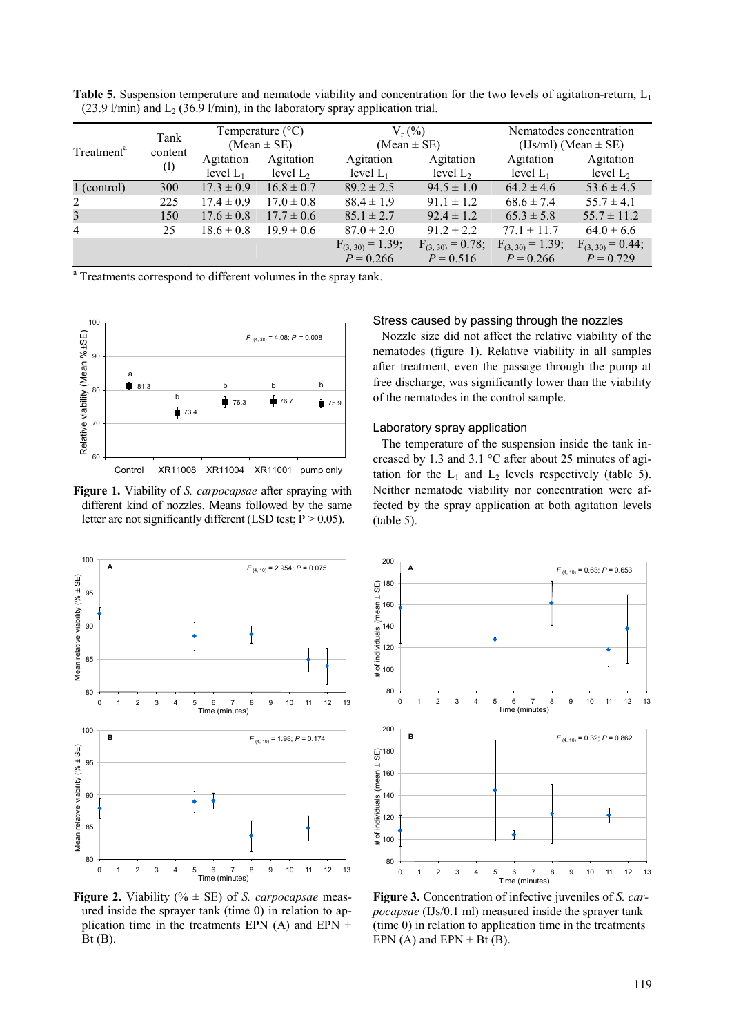**Table 5.** Suspension temperature and nematode viability and concentration for the two levels of agitation-return, $L_1$ (23.9 l/min) and $L_2$ (36.9 l/min), in the laboratory spray application trial.

| Treatment[a] | Tank content (l) | Temperature (°C) (Mean ± SE) | | $V_r$ (%) (Mean ± SE) | | Nematodes concentration (IJs/ml) (Mean ± SE) | |
|---|---|---|---|---|---|---|---|
| | | Agitation level $L_1$ | Agitation level $L_2$ | Agitation level $L_1$ | Agitation level $L_2$ | Agitation level $L_1$ | Agitation level $L_2$ |
| 1 (control) | 300 | 17.3 ± 0.9 | 16.8 ± 0.7 | 89.2 ± 2.5 | 94.5 ± 1.0 | 64.2 ± 4.6 | 53.6 ± 4.5 |
| 2 | 225 | 17.4 ± 0.9 | 17.0 ± 0.8 | 88.4 ± 1.9 | 91.1 ± 1.2 | 68.6 ± 7.4 | 55.7 ± 4.1 |
| 3 | 150 | 17.6 ± 0.8 | 17.7 ± 0.6 | 85.1 ± 2.7 | 92.4 ± 1.2 | 65.3 ± 5.8 | 55.7 ± 11.2 |
| 4 | 25 | 18.6 ± 0.8 | 19.9 ± 0.6 | 87.0 ± 2.0 | 91.2 ± 2.2 | 77.1 ± 11.7 | 64.0 ± 6.6 |
| | | | | $F_{(3, 30)} = 1.39$; $P = 0.266$ | $F_{(3, 30)} = 0.78$; $P = 0.516$ | $F_{(3, 30)} = 1.39$; $P = 0.266$ | $F_{(3, 30)} = 0.44$; $P = 0.729$ |

[a] Treatments correspond to different volumes in the spray tank.

**Figure 1.** Viability of *S. carpocapsae* after spraying with different kind of nozzles. Means followed by the same letter are not significantly different (LSD test; P > 0.05).

### Stress caused by passing through the nozzles

Nozzle size did not affect the relative viability of the nematodes (figure 1). Relative viability in all samples after treatment, even the passage through the pump at free discharge, was significantly lower than the viability of the nematodes in the control sample.

### Laboratory spray application

The temperature of the suspension inside the tank increased by 1.3 and 3.1 °C after about 25 minutes of agitation for the $L_1$ and $L_2$ levels respectively (table 5). Neither nematode viability nor concentration were affected by the spray application at both agitation levels (table 5).

**Figure 2.** Viability (% ± SE) of *S. carpocapsae* measured inside the sprayer tank (time 0) in relation to application time in the treatments EPN (A) and EPN + Bt (B).

**Figure 3.** Concentration of infective juveniles of *S. carpocapsae* (IJs/0.1 ml) measured inside the sprayer tank (time 0) in relation to application time in the treatments EPN (A) and EPN + Bt (B).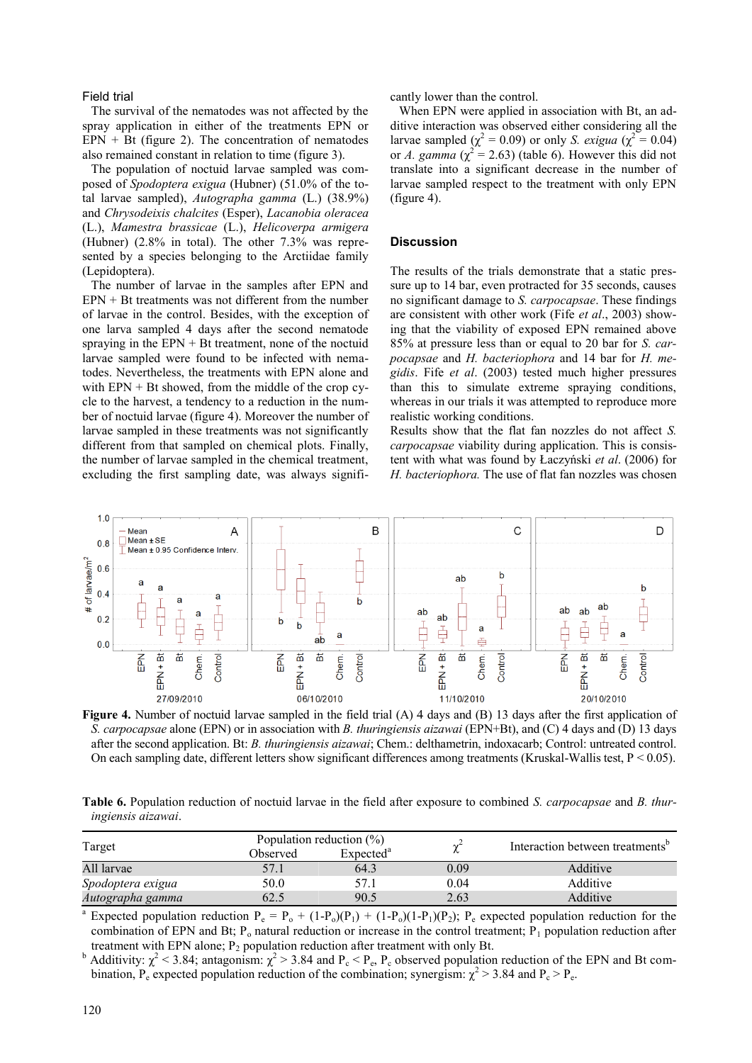### Field trial

The survival of the nematodes was not affected by the spray application in either of the treatments EPN or EPN + Bt (figure 2). The concentration of nematodes also remained constant in relation to time (figure 3).

The population of noctuid larvae sampled was composed of *Spodoptera exigua* (Hubner) (51.0% of the total larvae sampled), *Autographa gamma* (L.) (38.9%) and *Chrysodeixis chalcites* (Esper), *Lacanobia oleracea* (L.), *Mamestra brassicae* (L.), *Helicoverpa armigera* (Hubner) (2.8% in total). The other 7.3% was represented by a species belonging to the Arctiidae family (Lepidoptera).

The number of larvae in the samples after EPN and EPN + Bt treatments was not different from the number of larvae in the control. Besides, with the exception of one larva sampled 4 days after the second nematode spraying in the EPN + Bt treatment, none of the noctuid larvae sampled were found to be infected with nematodes. Nevertheless, the treatments with EPN alone and with EPN + Bt showed, from the middle of the crop cycle to the harvest, a tendency to a reduction in the number of noctuid larvae (figure 4). Moreover the number of larvae sampled in these treatments was not significantly different from that sampled on chemical plots. Finally, the number of larvae sampled in the chemical treatment, excluding the first sampling date, was always significantly lower than the control.

When EPN were applied in association with Bt, an additive interaction was observed either considering all the larvae sampled ($\chi^2$ = 0.09) or only *S. exigua* ($\chi^2$ = 0.04) or *A. gamma* ($\chi^2$ = 2.63) (table 6). However this did not translate into a significant decrease in the number of larvae sampled respect to the treatment with only EPN (figure 4).

## Discussion

The results of the trials demonstrate that a static pressure up to 14 bar, even protracted for 35 seconds, causes no significant damage to *S. carpocapsae*. These findings are consistent with other work (Fife *et al*., 2003) showing that the viability of exposed EPN remained above 85% at pressure less than or equal to 20 bar for *S. carpocapsae* and *H. bacteriophora* and 14 bar for *H. megidis*. Fife *et al*. (2003) tested much higher pressures than this to simulate extreme spraying conditions, whereas in our trials it was attempted to reproduce more realistic working conditions.

Results show that the flat fan nozzles do not affect *S. carpocapsae* viability during application. This is consistent with what was found by Łaczyński *et al*. (2006) for *H. bacteriophora*. The use of flat fan nozzles was chosen

**Figure 4.** Number of noctuid larvae sampled in the field trial (A) 4 days and (B) 13 days after the first application of *S. carpocapsae* alone (EPN) or in association with *B. thuringiensis aizawai* (EPN+Bt), and (C) 4 days and (D) 13 days after the second application. Bt: *B. thuringiensis aizawai*; Chem.: delthametrin, indoxacarb; Control: untreated control. On each sampling date, different letters show significant differences among treatments (Kruskal-Wallis test, P < 0.05).

**Table 6.** Population reduction of noctuid larvae in the field after exposure to combined *S. carpocapsae* and *B. thuringiensis aizawai*.

| Target | Population reduction (%) Observed | Population reduction (%) Expected[a] | $\chi^2$ | Interaction between treatments[b] |
|---|---|---|---|---|
| All larvae | 57.1 | 64.3 | 0.09 | Additive |
| *Spodoptera exigua* | 50.0 | 57.1 | 0.04 | Additive |
| *Autographa gamma* | 62.5 | 90.5 | 2.63 | Additive |

[a] Expected population reduction $P_e = P_o + (1-P_o)(P_1) + (1-P_o)(1-P_1)(P_2)$; $P_e$ expected population reduction for the combination of EPN and Bt; $P_o$ natural reduction or increase in the control treatment; $P_1$ population reduction after treatment with EPN alone; $P_2$ population reduction after treatment with only Bt.

[b] Additivity: $\chi^2 < 3.84$; antagonism: $\chi^2 > 3.84$ and $P_c < P_e$, $P_c$ observed population reduction of the EPN and Bt combination, $P_e$ expected population reduction of the combination; synergism: $\chi^2 > 3.84$ and $P_c > P_e$.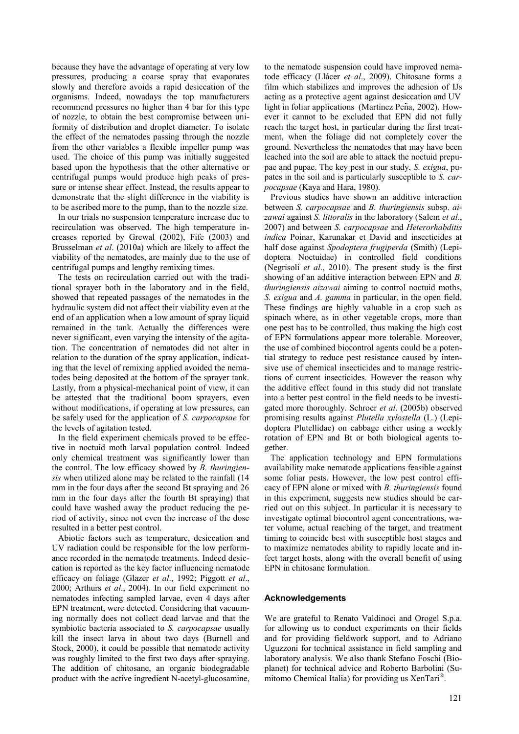because they have the advantage of operating at very low pressures, producing a coarse spray that evaporates slowly and therefore avoids a rapid desiccation of the organisms. Indeed, nowadays the top manufacturers recommend pressures no higher than 4 bar for this type of nozzle, to obtain the best compromise between uniformity of distribution and droplet diameter. To isolate the effect of the nematodes passing through the nozzle from the other variables a flexible impeller pump was used. The choice of this pump was initially suggested based upon the hypothesis that the other alternative or centrifugal pumps would produce high peaks of pressure or intense shear effect. Instead, the results appear to demonstrate that the slight difference in the viability is to be ascribed more to the pump, than to the nozzle size.

In our trials no suspension temperature increase due to recirculation was observed. The high temperature increases reported by Grewal (2002), Fife (2003) and Brusselman *et al*. (2010a) which are likely to affect the viability of the nematodes, are mainly due to the use of centrifugal pumps and lengthy remixing times.

The tests on recirculation carried out with the traditional sprayer both in the laboratory and in the field, showed that repeated passages of the nematodes in the hydraulic system did not affect their viability even at the end of an application when a low amount of spray liquid remained in the tank. Actually the differences were never significant, even varying the intensity of the agitation. The concentration of nematodes did not alter in relation to the duration of the spray application, indicating that the level of remixing applied avoided the nematodes being deposited at the bottom of the sprayer tank. Lastly, from a physical-mechanical point of view, it can be attested that the traditional boom sprayers, even without modifications, if operating at low pressures, can be safely used for the application of *S. carpocapsae* for the levels of agitation tested.

In the field experiment chemicals proved to be effective in noctuid moth larval population control. Indeed only chemical treatment was significantly lower than the control. The low efficacy showed by *B. thuringiensis* when utilized alone may be related to the rainfall (14 mm in the four days after the second Bt spraying and 26 mm in the four days after the fourth Bt spraying) that could have washed away the product reducing the period of activity, since not even the increase of the dose resulted in a better pest control.

Abiotic factors such as temperature, desiccation and UV radiation could be responsible for the low performance recorded in the nematode treatments. Indeed desiccation is reported as the key factor influencing nematode efficacy on foliage (Glazer *et al*., 1992; Piggott *et al*., 2000; Arthurs *et al*., 2004). In our field experiment no nematodes infecting sampled larvae, even 4 days after EPN treatment, were detected. Considering that vacuuming normally does not collect dead larvae and that the symbiotic bacteria associated to *S. carpocapsae* usually kill the insect larva in about two days (Burnell and Stock, 2000), it could be possible that nematode activity was roughly limited to the first two days after spraying. The addition of chitosane, an organic biodegradable product with the active ingredient N-acetyl-glucosamine, to the nematode suspension could have improved nematode efficacy (Llácer *et al*., 2009). Chitosane forms a film which stabilizes and improves the adhesion of IJs acting as a protective agent against desiccation and UV light in foliar applications (Martinez Peña, 2002). However it cannot to be excluded that EPN did not fully reach the target host, in particular during the first treatment, when the foliage did not completely cover the ground. Nevertheless the nematodes that may have been leached into the soil are able to attack the noctuid prepupae and pupae. The key pest in our study, *S. exigua*, pupates in the soil and is particularly susceptible to *S. carpocapsae* (Kaya and Hara, 1980).

Previous studies have shown an additive interaction between *S. carpocapsae* and *B. thuringiensis* subsp. *aizawai* against *S. littoralis* in the laboratory (Salem *et al*., 2007) and between *S. carpocapsae* and *Heterorhabditis indica* Poinar, Karunakar et David and insecticides at half dose against *Spodoptera frugiperda* (Smith) (Lepidoptera Noctuidae) in controlled field conditions (Negrisoli *et al*., 2010). The present study is the first showing of an additive interaction between EPN and *B. thuringiensis aizawai* aiming to control noctuid moths, *S. exigua* and *A. gamma* in particular, in the open field. These findings are highly valuable in a crop such as spinach where, as in other vegetable crops, more than one pest has to be controlled, thus making the high cost of EPN formulations appear more tolerable. Moreover, the use of combined biocontrol agents could be a potential strategy to reduce pest resistance caused by intensive use of chemical insecticides and to manage restrictions of current insecticides. However the reason why the additive effect found in this study did not translate into a better pest control in the field needs to be investigated more thoroughly. Schroer *et al*. (2005b) observed promising results against *Plutella xylostella* (L.) (Lepidoptera Plutellidae) on cabbage either using a weekly rotation of EPN and Bt or both biological agents together.

The application technology and EPN formulations availability make nematode applications feasible against some foliar pests. However, the low pest control efficacy of EPN alone or mixed with *B. thuringiensis* found in this experiment, suggests new studies should be carried out on this subject. In particular it is necessary to investigate optimal biocontrol agent concentrations, water volume, actual reaching of the target, and treatment timing to coincide best with susceptible host stages and to maximize nematodes ability to rapidly locate and infect target hosts, along with the overall benefit of using EPN in chitosane formulation.

## Acknowledgements

We are grateful to Renato Valdinoci and Orogel S.p.a. for allowing us to conduct experiments on their fields and for providing fieldwork support, and to Adriano Uguzzoni for technical assistance in field sampling and laboratory analysis. We also thank Stefano Foschi (Bioplanet) for technical advice and Roberto Barbolini (Sumitomo Chemical Italia) for providing us XenTari®.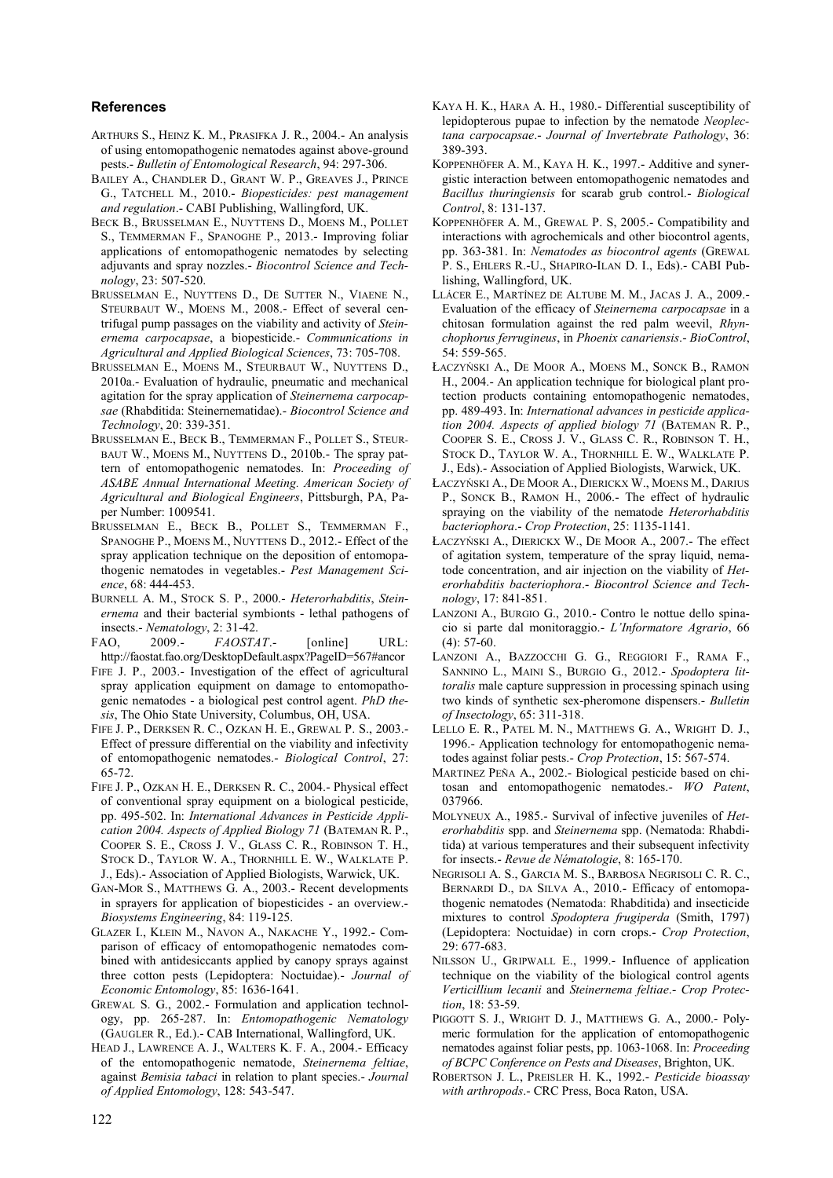## References

ARTHURS S., HEINZ K. M., PRASIFKA J. R., 2004.- An analysis of using entomopathogenic nematodes against above-ground pests.- *Bulletin of Entomological Research*, 94: 297-306.

BAILEY A., CHANDLER D., GRANT W. P., GREAVES J., PRINCE G., TATCHELL M., 2010.- *Biopesticides: pest management and regulation*.- CABI Publishing, Wallingford, UK.

BECK B., BRUSSELMAN E., NUYTTENS D., MOENS M., POLLET S., TEMMERMAN F., SPANOGHE P., 2013.- Improving foliar applications of entomopathogenic nematodes by selecting adjuvants and spray nozzles.- *Biocontrol Science and Technology*, 23: 507-520.

BRUSSELMAN E., NUYTTENS D., DE SUTTER N., VIAENE N., STEURBAUT W., MOENS M., 2008.- Effect of several centrifugal pump passages on the viability and activity of *Steinernema carpocapsae*, a biopesticide.- *Communications in Agricultural and Applied Biological Sciences*, 73: 705-708.

BRUSSELMAN E., MOENS M., STEURBAUT W., NUYTTENS D., 2010a.- Evaluation of hydraulic, pneumatic and mechanical agitation for the spray application of *Steinernema carpocapsae* (Rhabditida: Steinernematidae).- *Biocontrol Science and Technology*, 20: 339-351.

BRUSSELMAN E., BECK B., TEMMERMAN F., POLLET S., STEURBAUT W., MOENS M., NUYTTENS D., 2010b.- The spray pattern of entomopathogenic nematodes. In: *Proceeding of ASABE Annual International Meeting. American Society of Agricultural and Biological Engineers*, Pittsburgh, PA, Paper Number: 1009541.

BRUSSELMAN E., BECK B., POLLET S., TEMMERMAN F., SPANOGHE P., MOENS M., NUYTTENS D., 2012.- Effect of the spray application technique on the deposition of entomopathogenic nematodes in vegetables.- *Pest Management Science*, 68: 444-453.

BURNELL A. M., STOCK S. P., 2000.- *Heterorhabditis*, *Steinernema* and their bacterial symbionts - lethal pathogens of insects.- *Nematology*, 2: 31-42.

FAO, 2009.- *FAOSTAT*.- [online] URL: http://faostat.fao.org/DesktopDefault.aspx?PageID=567#ancor

FIFE J. P., 2003.- Investigation of the effect of agricultural spray application equipment on damage to entomopathogenic nematodes - a biological pest control agent. *PhD thesis*, The Ohio State University, Columbus, OH, USA.

FIFE J. P., DERKSEN R. C., OZKAN H. E., GREWAL P. S., 2003.- Effect of pressure differential on the viability and infectivity of entomopathogenic nematodes.- *Biological Control*, 27: 65-72.

FIFE J. P., OZKAN H. E., DERKSEN R. C., 2004.- Physical effect of conventional spray equipment on a biological pesticide, pp. 495-502. In: *International Advances in Pesticide Application 2004. Aspects of Applied Biology 71* (BATEMAN R. P., COOPER S. E., CROSS J. V., GLASS C. R., ROBINSON T. H., STOCK D., TAYLOR W. A., THORNHILL E. W., WALKLATE P. J., Eds).- Association of Applied Biologists, Warwick, UK.

GAN-MOR S., MATTHEWS G. A., 2003.- Recent developments in sprayers for application of biopesticides - an overview.- *Biosystems Engineering*, 84: 119-125.

GLAZER I., KLEIN M., NAVON A., NAKACHE Y., 1992.- Comparison of efficacy of entomopathogenic nematodes combined with antidesiccants applied by canopy sprays against three cotton pests (Lepidoptera: Noctuidae).- *Journal of Economic Entomology*, 85: 1636-1641.

GREWAL S. G., 2002.- Formulation and application technology, pp. 265-287. In: *Entomopathogenic Nematology* (GAUGLER R., Ed.).- CAB International, Wallingford, UK.

HEAD J., LAWRENCE A. J., WALTERS K. F. A., 2004.- Efficacy of the entomopathogenic nematode, *Steinernema feltiae*, against *Bemisia tabaci* in relation to plant species.- *Journal of Applied Entomology*, 128: 543-547.

KAYA H. K., HARA A. H., 1980.- Differential susceptibility of lepidopterous pupae to infection by the nematode *Neoplectana carpocapsae*.- *Journal of Invertebrate Pathology*, 36: 389-393.

KOPPENHÖFER A. M., KAYA H. K., 1997.- Additive and synergistic interaction between entomopathogenic nematodes and *Bacillus thuringiensis* for scarab grub control.- *Biological Control*, 8: 131-137.

KOPPENHÖFER A. M., GREWAL P. S, 2005.- Compatibility and interactions with agrochemicals and other biocontrol agents, pp. 363-381. In: *Nematodes as biocontrol agents* (GREWAL P. S., EHLERS R.-U., SHAPIRO-ILAN D. I., Eds).- CABI Publishing, Wallingford, UK.

LLÀCER E., MARTÍNEZ DE ALTUBE M. M., JACAS J. A., 2009.- Evaluation of the efficacy of *Steinernema carpocapsae* in a chitosan formulation against the red palm weevil, *Rhynchophorus ferrugineus*, in *Phoenix canariensis*.- *BioControl*, 54: 559-565.

ŁACZYŃSKI A., DE MOOR A., MOENS M., SONCK B., RAMON H., 2004.- An application technique for biological plant protection products containing entomopathogenic nematodes, pp. 489-493. In: *International advances in pesticide application 2004. Aspects of applied biology 71* (BATEMAN R. P., COOPER S. E., CROSS J. V., GLASS C. R., ROBINSON T. H., STOCK D., TAYLOR W. A., THORNHILL E. W., WALKLATE P. J., Eds).- Association of Applied Biologists, Warwick, UK.

ŁACZYŃSKI A., DE MOOR A., DIERICKX W., MOENS M., DARIUS P., SONCK B., RAMON H., 2006.- The effect of hydraulic spraying on the viability of the nematode *Heterorhabditis bacteriophora*.- *Crop Protection*, 25: 1135-1141.

ŁACZYŃSKI A., DIERICKX W., DE MOOR A., 2007.- The effect of agitation system, temperature of the spray liquid, nematode concentration, and air injection on the viability of *Heterorhabditis bacteriophora*.- *Biocontrol Science and Technology*, 17: 841-851.

LANZONI A., BURGIO G., 2010.- Contro le nottue dello spinacio si parte dal monitoraggio.- *L'Informatore Agrario*, 66 (4): 57-60.

LANZONI A., BAZZOCCHI G. G., REGGIORI F., RAMA F., SANNINO L., MAINI S., BURGIO G., 2012.- *Spodoptera littoralis* male capture suppression in processing spinach using two kinds of synthetic sex-pheromone dispensers.- *Bulletin of Insectology*, 65: 311-318.

LELLO E. R., PATEL M. N., MATTHEWS G. A., WRIGHT D. J., 1996.- Application technology for entomopathogenic nematodes against foliar pests.- *Crop Protection*, 15: 567-574.

MARTINEZ PEÑA A., 2002.- Biological pesticide based on chitosan and entomopathogenic nematodes.- *WO Patent*, 037966.

MOLYNEUX A., 1985.- Survival of infective juveniles of *Heterorhabditis* spp. and *Steinernema* spp. (Nematoda: Rhabditida) at various temperatures and their subsequent infectivity for insects.- *Revue de Nématologie*, 8: 165-170.

NEGRISOLI A. S., GARCIA M. S., BARBOSA NEGRISOLI C. R. C., BERNARDI D., DA SILVA A., 2010.- Efficacy of entomopathogenic nematodes (Nematoda: Rhabditida) and insecticide mixtures to control *Spodoptera frugiperda* (Smith, 1797) (Lepidoptera: Noctuidae) in corn crops.- *Crop Protection*, 29: 677-683.

NILSSON U., GRIPWALL E., 1999.- Influence of application technique on the viability of the biological control agents *Verticillium lecanii* and *Steinernema feltiae*.- *Crop Protection*, 18: 53-59.

PIGGOTT S. J., WRIGHT D. J., MATTHEWS G. A., 2000.- Polymeric formulation for the application of entomopathogenic nematodes against foliar pests, pp. 1063-1068. In: *Proceeding of BCPC Conference on Pests and Diseases*, Brighton, UK.

ROBERTSON J. L., PREISLER H. K., 1992.- *Pesticide bioassay with arthropods*.- CRC Press, Boca Raton, USA.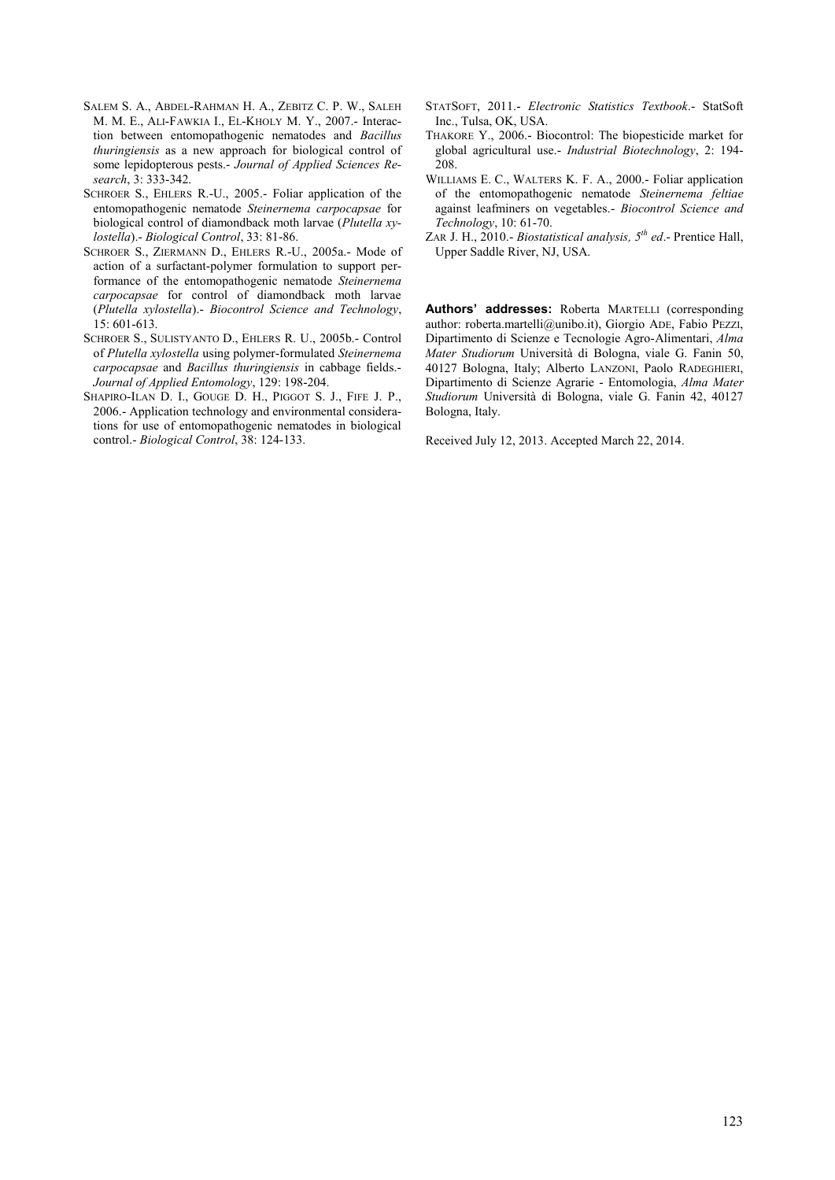SALEM S. A., ABDEL-RAHMAN H. A., ZEBITZ C. P. W., SALEH M. M. E., ALI-FAWKIA I., EL-KHOLY M. Y., 2007.- Interaction between entomopathogenic nematodes and *Bacillus thuringiensis* as a new approach for biological control of some lepidopterous pests.- *Journal of Applied Sciences Research*, 3: 333-342.

SCHROER S., EHLERS R.-U., 2005.- Foliar application of the entomopathogenic nematode *Steinernema carpocapsae* for biological control of diamondback moth larvae (*Plutella xylostella*).- *Biological Control*, 33: 81-86.

SCHROER S., ZIERMANN D., EHLERS R.-U., 2005a.- Mode of action of a surfactant-polymer formulation to support performance of the entomopathogenic nematode *Steinernema carpocapsae* for control of diamondback moth larvae (*Plutella xylostella*).- *Biocontrol Science and Technology*, 15: 601-613.

SCHROER S., SULISTYANTO D., EHLERS R. U., 2005b.- Control of *Plutella xylostella* using polymer-formulated *Steinernema carpocapsae* and *Bacillus thuringiensis* in cabbage fields.- *Journal of Applied Entomology*, 129: 198-204.

SHAPIRO-ILAN D. I., GOUGE D. H., PIGGOT S. J., FIFE J. P., 2006.- Application technology and environmental considerations for use of entomopathogenic nematodes in biological control.- *Biological Control*, 38: 124-133.

STATSOFT, 2011.- *Electronic Statistics Textbook*.- StatSoft Inc., Tulsa, OK, USA.

THAKORE Y., 2006.- Biocontrol: The biopesticide market for global agricultural use.- *Industrial Biotechnology*, 2: 194-208.

WILLIAMS E. C., WALTERS K. F. A., 2000.- Foliar application of the entomopathogenic nematode *Steinernema feltiae* against leafminers on vegetables.- *Biocontrol Science and Technology*, 10: 61-70.

ZAR J. H., 2010.- *Biostatistical analysis, 5th ed*.- Prentice Hall, Upper Saddle River, NJ, USA.

**Authors' addresses:** Roberta MARTELLI (corresponding author: roberta.martelli@unibo.it), Giorgio ADE, Fabio PEZZI, Dipartimento di Scienze e Tecnologie Agro-Alimentari, *Alma Mater Studiorum* Università di Bologna, viale G. Fanin 50, 40127 Bologna, Italy; Alberto LANZONI, Paolo RADEGHIERI, Dipartimento di Scienze Agrarie - Entomologia, *Alma Mater Studiorum* Università di Bologna, viale G. Fanin 42, 40127 Bologna, Italy.

Received July 12, 2013. Accepted March 22, 2014.